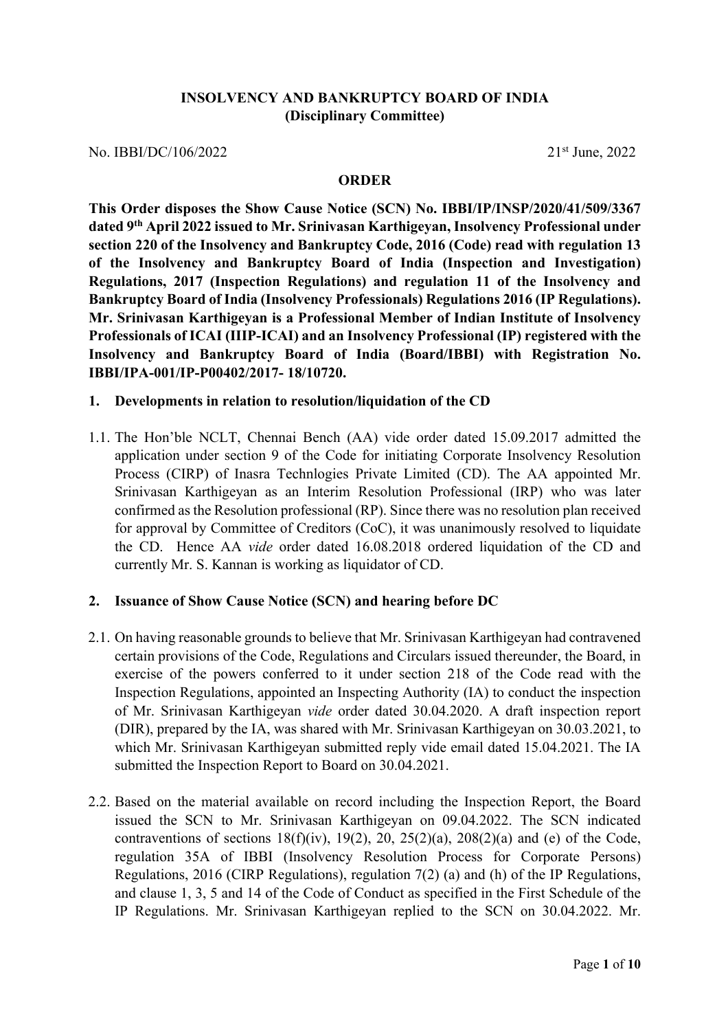**INSOLVENCY AND BANKRUPTCY BOARD OF INDIA**
**(Disciplinary Committee)**

No. IBBI/DC/106/2022 21st June, 2022

**ORDER**

**This Order disposes the Show Cause Notice (SCN) No. IBBI/IP/INSP/2020/41/509/3367 dated 9th April 2022 issued to Mr. Srinivasan Karthigeyan, Insolvency Professional under section 220 of the Insolvency and Bankruptcy Code, 2016 (Code) read with regulation 13 of the Insolvency and Bankruptcy Board of India (Inspection and Investigation) Regulations, 2017 (Inspection Regulations) and regulation 11 of the Insolvency and Bankruptcy Board of India (Insolvency Professionals) Regulations 2016 (IP Regulations). Mr. Srinivasan Karthigeyan is a Professional Member of Indian Institute of Insolvency Professionals of ICAI (IIIP-ICAI) and an Insolvency Professional (IP) registered with the Insolvency and Bankruptcy Board of India (Board/IBBI) with Registration No. IBBI/IPA-001/IP-P00402/2017- 18/10720.**

**1. Developments in relation to resolution/liquidation of the CD**

1.1. The Hon'ble NCLT, Chennai Bench (AA) vide order dated 15.09.2017 admitted the application under section 9 of the Code for initiating Corporate Insolvency Resolution Process (CIRP) of Inasra Technlogies Private Limited (CD). The AA appointed Mr. Srinivasan Karthigeyan as an Interim Resolution Professional (IRP) who was later confirmed as the Resolution professional (RP). Since there was no resolution plan received for approval by Committee of Creditors (CoC), it was unanimously resolved to liquidate the CD. Hence AA *vide* order dated 16.08.2018 ordered liquidation of the CD and currently Mr. S. Kannan is working as liquidator of CD.

**2. Issuance of Show Cause Notice (SCN) and hearing before DC**

2.1. On having reasonable grounds to believe that Mr. Srinivasan Karthigeyan had contravened certain provisions of the Code, Regulations and Circulars issued thereunder, the Board, in exercise of the powers conferred to it under section 218 of the Code read with the Inspection Regulations, appointed an Inspecting Authority (IA) to conduct the inspection of Mr. Srinivasan Karthigeyan *vide* order dated 30.04.2020. A draft inspection report (DIR), prepared by the IA, was shared with Mr. Srinivasan Karthigeyan on 30.03.2021, to which Mr. Srinivasan Karthigeyan submitted reply vide email dated 15.04.2021. The IA submitted the Inspection Report to Board on 30.04.2021.

2.2. Based on the material available on record including the Inspection Report, the Board issued the SCN to Mr. Srinivasan Karthigeyan on 09.04.2022. The SCN indicated contraventions of sections 18(f)(iv), 19(2), 20, 25(2)(a), 208(2)(a) and (e) of the Code, regulation 35A of IBBI (Insolvency Resolution Process for Corporate Persons) Regulations, 2016 (CIRP Regulations), regulation 7(2) (a) and (h) of the IP Regulations, and clause 1, 3, 5 and 14 of the Code of Conduct as specified in the First Schedule of the IP Regulations. Mr. Srinivasan Karthigeyan replied to the SCN on 30.04.2022. Mr.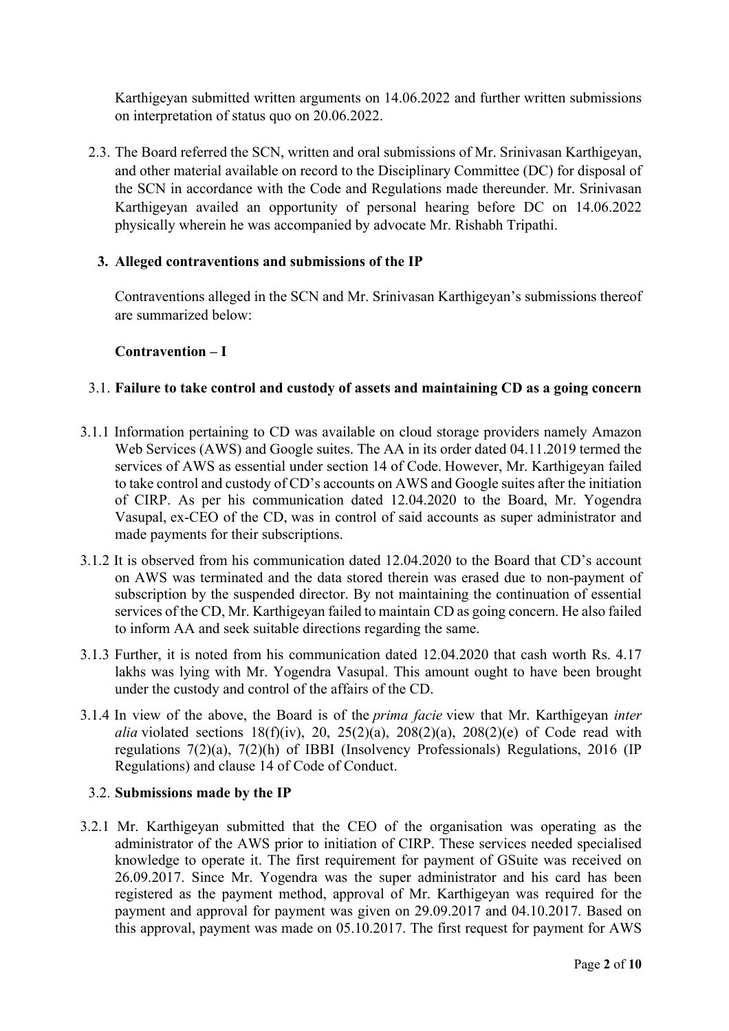Karthigeyan submitted written arguments on 14.06.2022 and further written submissions on interpretation of status quo on 20.06.2022.

2.3. The Board referred the SCN, written and oral submissions of Mr. Srinivasan Karthigeyan, and other material available on record to the Disciplinary Committee (DC) for disposal of the SCN in accordance with the Code and Regulations made thereunder. Mr. Srinivasan Karthigeyan availed an opportunity of personal hearing before DC on 14.06.2022 physically wherein he was accompanied by advocate Mr. Rishabh Tripathi.

### 3. Alleged contraventions and submissions of the IP

Contraventions alleged in the SCN and Mr. Srinivasan Karthigeyan's submissions thereof are summarized below:

**Contravention – I**

#### 3.1. Failure to take control and custody of assets and maintaining CD as a going concern

3.1.1 Information pertaining to CD was available on cloud storage providers namely Amazon Web Services (AWS) and Google suites. The AA in its order dated 04.11.2019 termed the services of AWS as essential under section 14 of Code. However, Mr. Karthigeyan failed to take control and custody of CD's accounts on AWS and Google suites after the initiation of CIRP. As per his communication dated 12.04.2020 to the Board, Mr. Yogendra Vasupal, ex-CEO of the CD, was in control of said accounts as super administrator and made payments for their subscriptions.

3.1.2 It is observed from his communication dated 12.04.2020 to the Board that CD's account on AWS was terminated and the data stored therein was erased due to non-payment of subscription by the suspended director. By not maintaining the continuation of essential services of the CD, Mr. Karthigeyan failed to maintain CD as going concern. He also failed to inform AA and seek suitable directions regarding the same.

3.1.3 Further, it is noted from his communication dated 12.04.2020 that cash worth Rs. 4.17 lakhs was lying with Mr. Yogendra Vasupal. This amount ought to have been brought under the custody and control of the affairs of the CD.

3.1.4 In view of the above, the Board is of the *prima facie* view that Mr. Karthigeyan *inter alia* violated sections 18(f)(iv), 20, 25(2)(a), 208(2)(a), 208(2)(e) of Code read with regulations 7(2)(a), 7(2)(h) of IBBI (Insolvency Professionals) Regulations, 2016 (IP Regulations) and clause 14 of Code of Conduct.

#### 3.2. Submissions made by the IP

3.2.1 Mr. Karthigeyan submitted that the CEO of the organisation was operating as the administrator of the AWS prior to initiation of CIRP. These services needed specialised knowledge to operate it. The first requirement for payment of GSuite was received on 26.09.2017. Since Mr. Yogendra was the super administrator and his card has been registered as the payment method, approval of Mr. Karthigeyan was required for the payment and approval for payment was given on 29.09.2017 and 04.10.2017. Based on this approval, payment was made on 05.10.2017. The first request for payment for AWS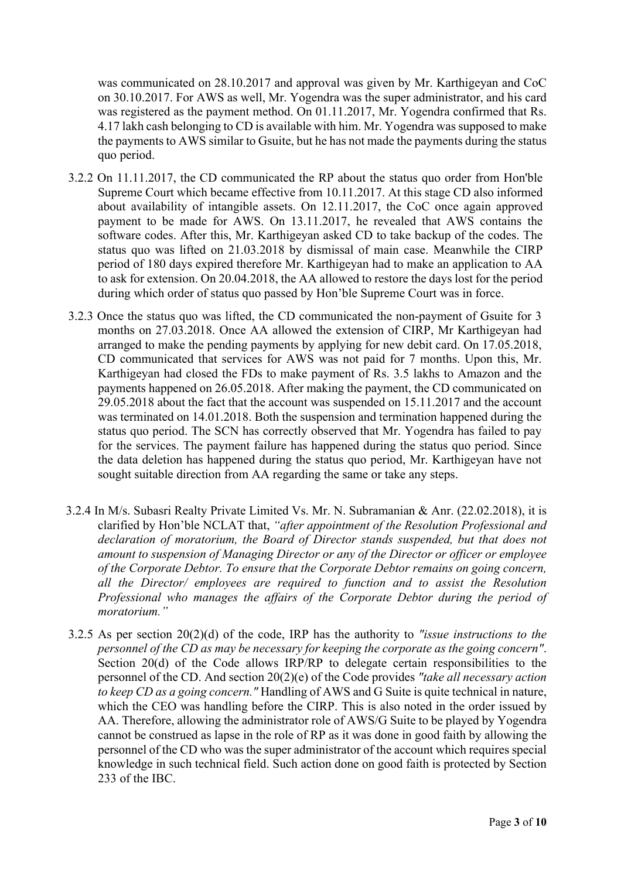was communicated on 28.10.2017 and approval was given by Mr. Karthigeyan and CoC on 30.10.2017. For AWS as well, Mr. Yogendra was the super administrator, and his card was registered as the payment method. On 01.11.2017, Mr. Yogendra confirmed that Rs. 4.17 lakh cash belonging to CD is available with him. Mr. Yogendra was supposed to make the payments to AWS similar to Gsuite, but he has not made the payments during the status quo period.

3.2.2 On 11.11.2017, the CD communicated the RP about the status quo order from Hon'ble Supreme Court which became effective from 10.11.2017. At this stage CD also informed about availability of intangible assets. On 12.11.2017, the CoC once again approved payment to be made for AWS. On 13.11.2017, he revealed that AWS contains the software codes. After this, Mr. Karthigeyan asked CD to take backup of the codes. The status quo was lifted on 21.03.2018 by dismissal of main case. Meanwhile the CIRP period of 180 days expired therefore Mr. Karthigeyan had to make an application to AA to ask for extension. On 20.04.2018, the AA allowed to restore the days lost for the period during which order of status quo passed by Hon'ble Supreme Court was in force.

3.2.3 Once the status quo was lifted, the CD communicated the non-payment of Gsuite for 3 months on 27.03.2018. Once AA allowed the extension of CIRP, Mr Karthigeyan had arranged to make the pending payments by applying for new debit card. On 17.05.2018, CD communicated that services for AWS was not paid for 7 months. Upon this, Mr. Karthigeyan had closed the FDs to make payment of Rs. 3.5 lakhs to Amazon and the payments happened on 26.05.2018. After making the payment, the CD communicated on 29.05.2018 about the fact that the account was suspended on 15.11.2017 and the account was terminated on 14.01.2018. Both the suspension and termination happened during the status quo period. The SCN has correctly observed that Mr. Yogendra has failed to pay for the services. The payment failure has happened during the status quo period. Since the data deletion has happened during the status quo period, Mr. Karthigeyan have not sought suitable direction from AA regarding the same or take any steps.

3.2.4 In M/s. Subasri Realty Private Limited Vs. Mr. N. Subramanian & Anr. (22.02.2018), it is clarified by Hon'ble NCLAT that, *"after appointment of the Resolution Professional and declaration of moratorium, the Board of Director stands suspended, but that does not amount to suspension of Managing Director or any of the Director or officer or employee of the Corporate Debtor. To ensure that the Corporate Debtor remains on going concern, all the Director/ employees are required to function and to assist the Resolution Professional who manages the affairs of the Corporate Debtor during the period of moratorium."*

3.2.5 As per section 20(2)(d) of the code, IRP has the authority to *"issue instructions to the personnel of the CD as may be necessary for keeping the corporate as the going concern"*. Section 20(d) of the Code allows IRP/RP to delegate certain responsibilities to the personnel of the CD. And section 20(2)(e) of the Code provides *"take all necessary action to keep CD as a going concern."* Handling of AWS and G Suite is quite technical in nature, which the CEO was handling before the CIRP. This is also noted in the order issued by AA. Therefore, allowing the administrator role of AWS/G Suite to be played by Yogendra cannot be construed as lapse in the role of RP as it was done in good faith by allowing the personnel of the CD who was the super administrator of the account which requires special knowledge in such technical field. Such action done on good faith is protected by Section 233 of the IBC.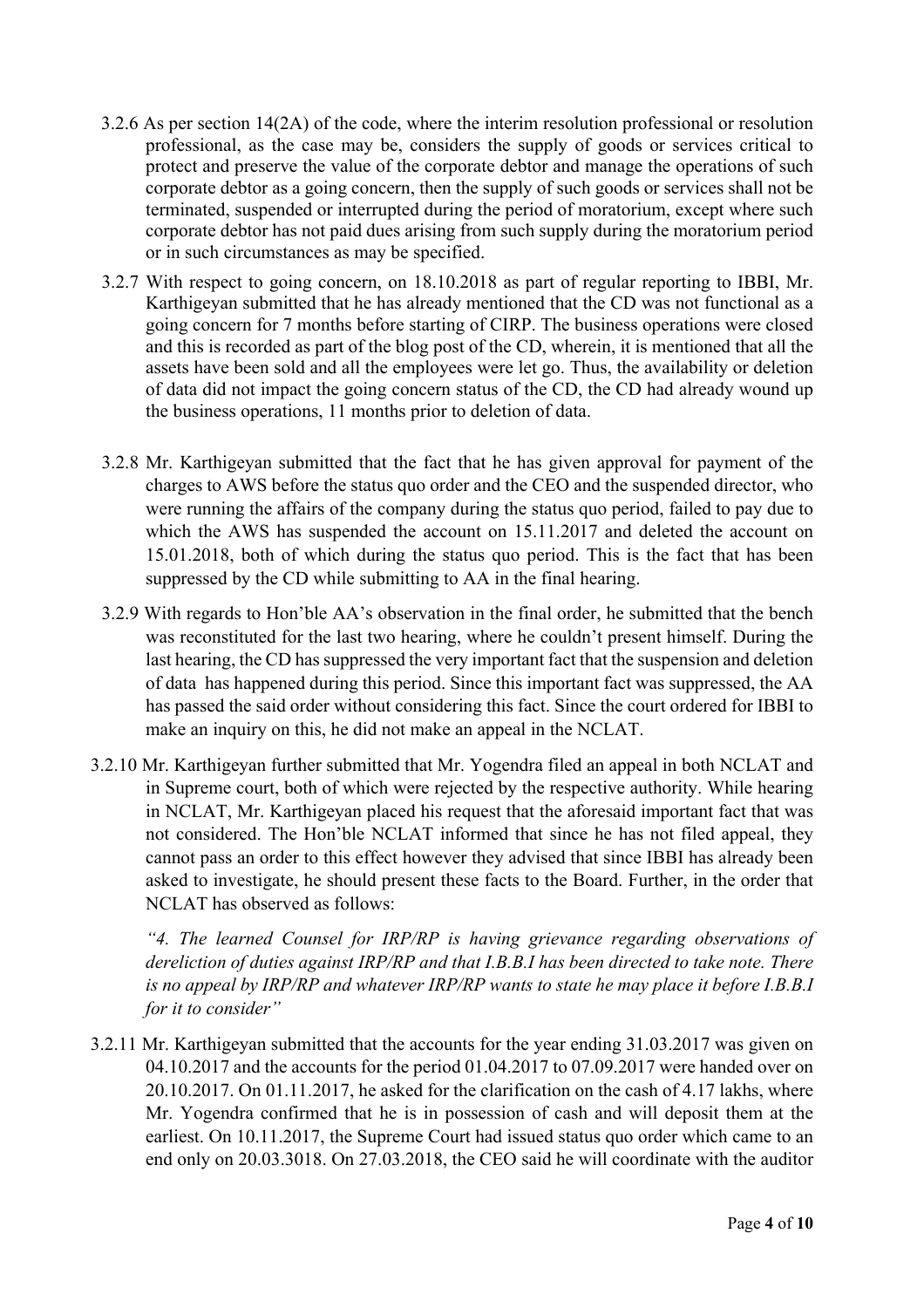3.2.6 As per section 14(2A) of the code, where the interim resolution professional or resolution professional, as the case may be, considers the supply of goods or services critical to protect and preserve the value of the corporate debtor and manage the operations of such corporate debtor as a going concern, then the supply of such goods or services shall not be terminated, suspended or interrupted during the period of moratorium, except where such corporate debtor has not paid dues arising from such supply during the moratorium period or in such circumstances as may be specified.

3.2.7 With respect to going concern, on 18.10.2018 as part of regular reporting to IBBI, Mr. Karthigeyan submitted that he has already mentioned that the CD was not functional as a going concern for 7 months before starting of CIRP. The business operations were closed and this is recorded as part of the blog post of the CD, wherein, it is mentioned that all the assets have been sold and all the employees were let go. Thus, the availability or deletion of data did not impact the going concern status of the CD, the CD had already wound up the business operations, 11 months prior to deletion of data.

3.2.8 Mr. Karthigeyan submitted that the fact that he has given approval for payment of the charges to AWS before the status quo order and the CEO and the suspended director, who were running the affairs of the company during the status quo period, failed to pay due to which the AWS has suspended the account on 15.11.2017 and deleted the account on 15.01.2018, both of which during the status quo period. This is the fact that has been suppressed by the CD while submitting to AA in the final hearing.

3.2.9 With regards to Hon'ble AA's observation in the final order, he submitted that the bench was reconstituted for the last two hearing, where he couldn't present himself. During the last hearing, the CD has suppressed the very important fact that the suspension and deletion of data has happened during this period. Since this important fact was suppressed, the AA has passed the said order without considering this fact. Since the court ordered for IBBI to make an inquiry on this, he did not make an appeal in the NCLAT.

3.2.10 Mr. Karthigeyan further submitted that Mr. Yogendra filed an appeal in both NCLAT and in Supreme court, both of which were rejected by the respective authority. While hearing in NCLAT, Mr. Karthigeyan placed his request that the aforesaid important fact that was not considered. The Hon'ble NCLAT informed that since he has not filed appeal, they cannot pass an order to this effect however they advised that since IBBI has already been asked to investigate, he should present these facts to the Board. Further, in the order that NCLAT has observed as follows:

> *"4. The learned Counsel for IRP/RP is having grievance regarding observations of dereliction of duties against IRP/RP and that I.B.B.I has been directed to take note. There is no appeal by IRP/RP and whatever IRP/RP wants to state he may place it before I.B.B.I for it to consider"*

3.2.11 Mr. Karthigeyan submitted that the accounts for the year ending 31.03.2017 was given on 04.10.2017 and the accounts for the period 01.04.2017 to 07.09.2017 were handed over on 20.10.2017. On 01.11.2017, he asked for the clarification on the cash of 4.17 lakhs, where Mr. Yogendra confirmed that he is in possession of cash and will deposit them at the earliest. On 10.11.2017, the Supreme Court had issued status quo order which came to an end only on 20.03.3018. On 27.03.2018, the CEO said he will coordinate with the auditor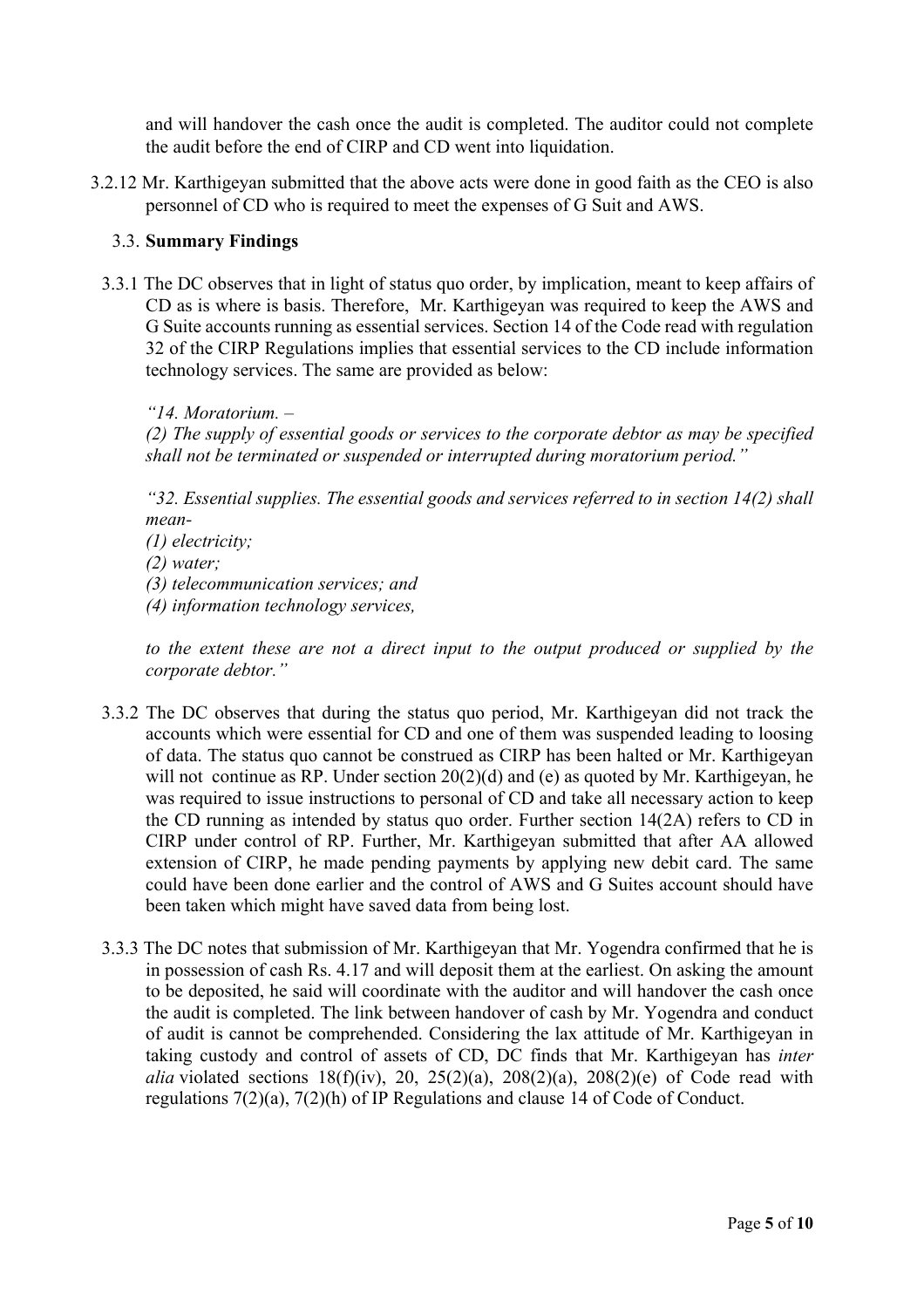and will handover the cash once the audit is completed. The auditor could not complete the audit before the end of CIRP and CD went into liquidation.

3.2.12 Mr. Karthigeyan submitted that the above acts were done in good faith as the CEO is also personnel of CD who is required to meet the expenses of G Suit and AWS.

### 3.3. **Summary Findings**

3.3.1 The DC observes that in light of status quo order, by implication, meant to keep affairs of CD as is where is basis. Therefore, Mr. Karthigeyan was required to keep the AWS and G Suite accounts running as essential services. Section 14 of the Code read with regulation 32 of the CIRP Regulations implies that essential services to the CD include information technology services. The same are provided as below:

*"14. Moratorium. –*
*(2) The supply of essential goods or services to the corporate debtor as may be specified shall not be terminated or suspended or interrupted during moratorium period."*

*"32. Essential supplies. The essential goods and services referred to in section 14(2) shall mean-*
*(1) electricity;*
*(2) water;*
*(3) telecommunication services; and*
*(4) information technology services,*

*to the extent these are not a direct input to the output produced or supplied by the corporate debtor."*

3.3.2 The DC observes that during the status quo period, Mr. Karthigeyan did not track the accounts which were essential for CD and one of them was suspended leading to loosing of data. The status quo cannot be construed as CIRP has been halted or Mr. Karthigeyan will not continue as RP. Under section 20(2)(d) and (e) as quoted by Mr. Karthigeyan, he was required to issue instructions to personal of CD and take all necessary action to keep the CD running as intended by status quo order. Further section 14(2A) refers to CD in CIRP under control of RP. Further, Mr. Karthigeyan submitted that after AA allowed extension of CIRP, he made pending payments by applying new debit card. The same could have been done earlier and the control of AWS and G Suites account should have been taken which might have saved data from being lost.

3.3.3 The DC notes that submission of Mr. Karthigeyan that Mr. Yogendra confirmed that he is in possession of cash Rs. 4.17 and will deposit them at the earliest. On asking the amount to be deposited, he said will coordinate with the auditor and will handover the cash once the audit is completed. The link between handover of cash by Mr. Yogendra and conduct of audit is cannot be comprehended. Considering the lax attitude of Mr. Karthigeyan in taking custody and control of assets of CD, DC finds that Mr. Karthigeyan has *inter alia* violated sections 18(f)(iv), 20, 25(2)(a), 208(2)(a), 208(2)(e) of Code read with regulations 7(2)(a), 7(2)(h) of IP Regulations and clause 14 of Code of Conduct.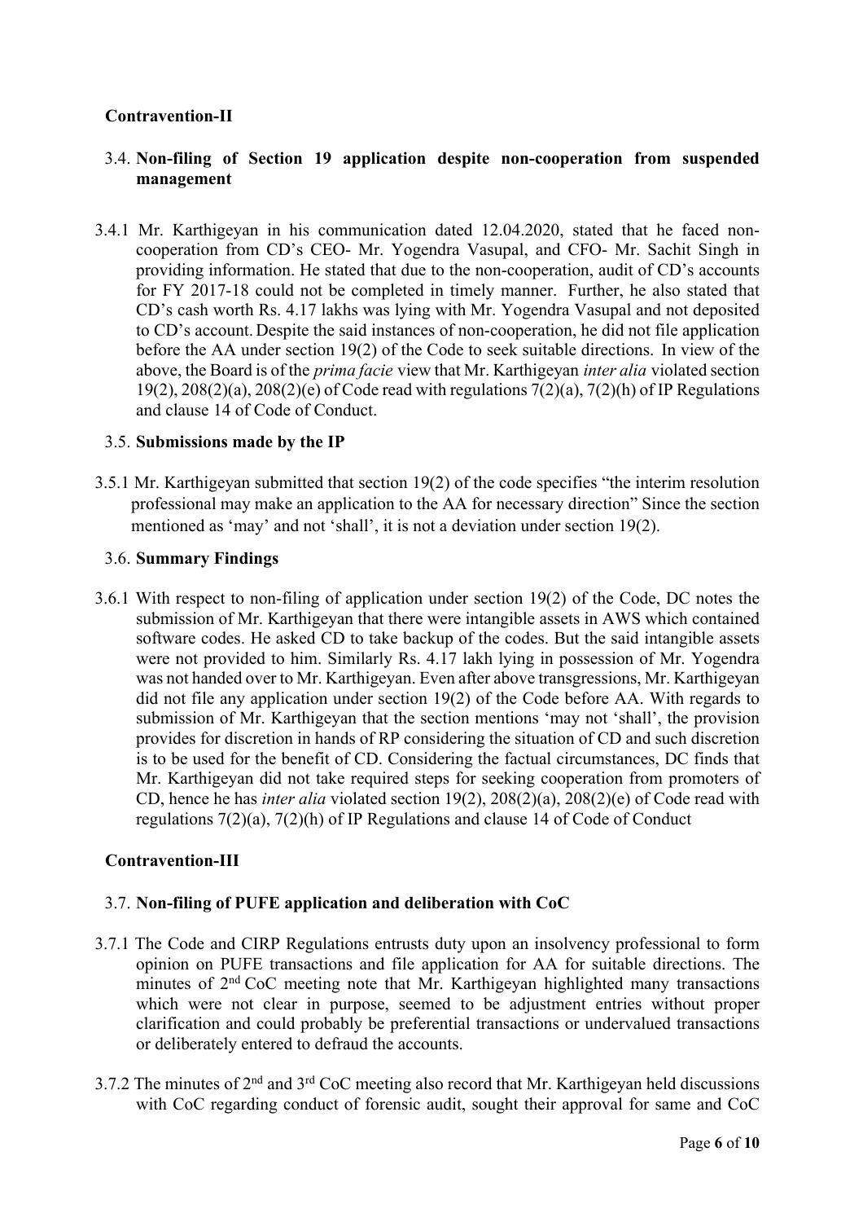**Contravention-II**

### 3.4. Non-filing of Section 19 application despite non-cooperation from suspended management

3.4.1 Mr. Karthigeyan in his communication dated 12.04.2020, stated that he faced non-cooperation from CD's CEO- Mr. Yogendra Vasupal, and CFO- Mr. Sachit Singh in providing information. He stated that due to the non-cooperation, audit of CD's accounts for FY 2017-18 could not be completed in timely manner. Further, he also stated that CD's cash worth Rs. 4.17 lakhs was lying with Mr. Yogendra Vasupal and not deposited to CD's account. Despite the said instances of non-cooperation, he did not file application before the AA under section 19(2) of the Code to seek suitable directions. In view of the above, the Board is of the *prima facie* view that Mr. Karthigeyan *inter alia* violated section 19(2), 208(2)(a), 208(2)(e) of Code read with regulations 7(2)(a), 7(2)(h) of IP Regulations and clause 14 of Code of Conduct.

### 3.5. Submissions made by the IP

3.5.1 Mr. Karthigeyan submitted that section 19(2) of the code specifies "the interim resolution professional may make an application to the AA for necessary direction" Since the section mentioned as 'may' and not 'shall', it is not a deviation under section 19(2).

### 3.6. Summary Findings

3.6.1 With respect to non-filing of application under section 19(2) of the Code, DC notes the submission of Mr. Karthigeyan that there were intangible assets in AWS which contained software codes. He asked CD to take backup of the codes. But the said intangible assets were not provided to him. Similarly Rs. 4.17 lakh lying in possession of Mr. Yogendra was not handed over to Mr. Karthigeyan. Even after above transgressions, Mr. Karthigeyan did not file any application under section 19(2) of the Code before AA. With regards to submission of Mr. Karthigeyan that the section mentions 'may not 'shall', the provision provides for discretion in hands of RP considering the situation of CD and such discretion is to be used for the benefit of CD. Considering the factual circumstances, DC finds that Mr. Karthigeyan did not take required steps for seeking cooperation from promoters of CD, hence he has *inter alia* violated section 19(2), 208(2)(a), 208(2)(e) of Code read with regulations 7(2)(a), 7(2)(h) of IP Regulations and clause 14 of Code of Conduct

**Contravention-III**

### 3.7. Non-filing of PUFE application and deliberation with CoC

3.7.1 The Code and CIRP Regulations entrusts duty upon an insolvency professional to form opinion on PUFE transactions and file application for AA for suitable directions. The minutes of 2nd CoC meeting note that Mr. Karthigeyan highlighted many transactions which were not clear in purpose, seemed to be adjustment entries without proper clarification and could probably be preferential transactions or undervalued transactions or deliberately entered to defraud the accounts.

3.7.2 The minutes of 2nd and 3rd CoC meeting also record that Mr. Karthigeyan held discussions with CoC regarding conduct of forensic audit, sought their approval for same and CoC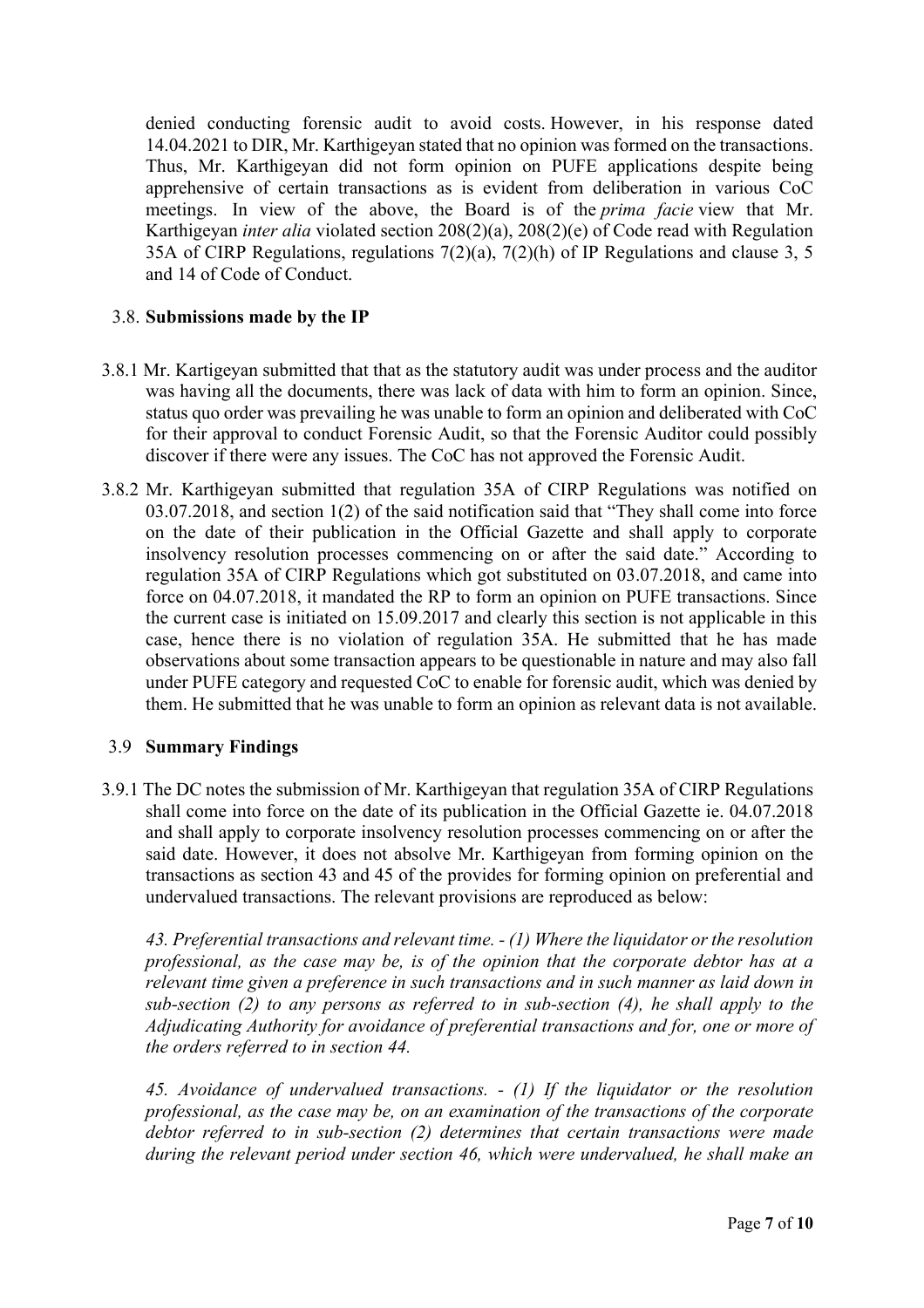denied conducting forensic audit to avoid costs. However, in his response dated 14.04.2021 to DIR, Mr. Karthigeyan stated that no opinion was formed on the transactions. Thus, Mr. Karthigeyan did not form opinion on PUFE applications despite being apprehensive of certain transactions as is evident from deliberation in various CoC meetings. In view of the above, the Board is of the *prima facie* view that Mr. Karthigeyan *inter alia* violated section 208(2)(a), 208(2)(e) of Code read with Regulation 35A of CIRP Regulations, regulations 7(2)(a), 7(2)(h) of IP Regulations and clause 3, 5 and 14 of Code of Conduct.

### 3.8. Submissions made by the IP

3.8.1 Mr. Kartigeyan submitted that that as the statutory audit was under process and the auditor was having all the documents, there was lack of data with him to form an opinion. Since, status quo order was prevailing he was unable to form an opinion and deliberated with CoC for their approval to conduct Forensic Audit, so that the Forensic Auditor could possibly discover if there were any issues. The CoC has not approved the Forensic Audit.

3.8.2 Mr. Karthigeyan submitted that regulation 35A of CIRP Regulations was notified on 03.07.2018, and section 1(2) of the said notification said that "They shall come into force on the date of their publication in the Official Gazette and shall apply to corporate insolvency resolution processes commencing on or after the said date." According to regulation 35A of CIRP Regulations which got substituted on 03.07.2018, and came into force on 04.07.2018, it mandated the RP to form an opinion on PUFE transactions. Since the current case is initiated on 15.09.2017 and clearly this section is not applicable in this case, hence there is no violation of regulation 35A. He submitted that he has made observations about some transaction appears to be questionable in nature and may also fall under PUFE category and requested CoC to enable for forensic audit, which was denied by them. He submitted that he was unable to form an opinion as relevant data is not available.

### 3.9 Summary Findings

3.9.1 The DC notes the submission of Mr. Karthigeyan that regulation 35A of CIRP Regulations shall come into force on the date of its publication in the Official Gazette ie. 04.07.2018 and shall apply to corporate insolvency resolution processes commencing on or after the said date. However, it does not absolve Mr. Karthigeyan from forming opinion on the transactions as section 43 and 45 of the provides for forming opinion on preferential and undervalued transactions. The relevant provisions are reproduced as below:

*43. Preferential transactions and relevant time. - (1) Where the liquidator or the resolution professional, as the case may be, is of the opinion that the corporate debtor has at a relevant time given a preference in such transactions and in such manner as laid down in sub-section (2) to any persons as referred to in sub-section (4), he shall apply to the Adjudicating Authority for avoidance of preferential transactions and for, one or more of the orders referred to in section 44.*

*45. Avoidance of undervalued transactions. - (1) If the liquidator or the resolution professional, as the case may be, on an examination of the transactions of the corporate debtor referred to in sub-section (2) determines that certain transactions were made during the relevant period under section 46, which were undervalued, he shall make an*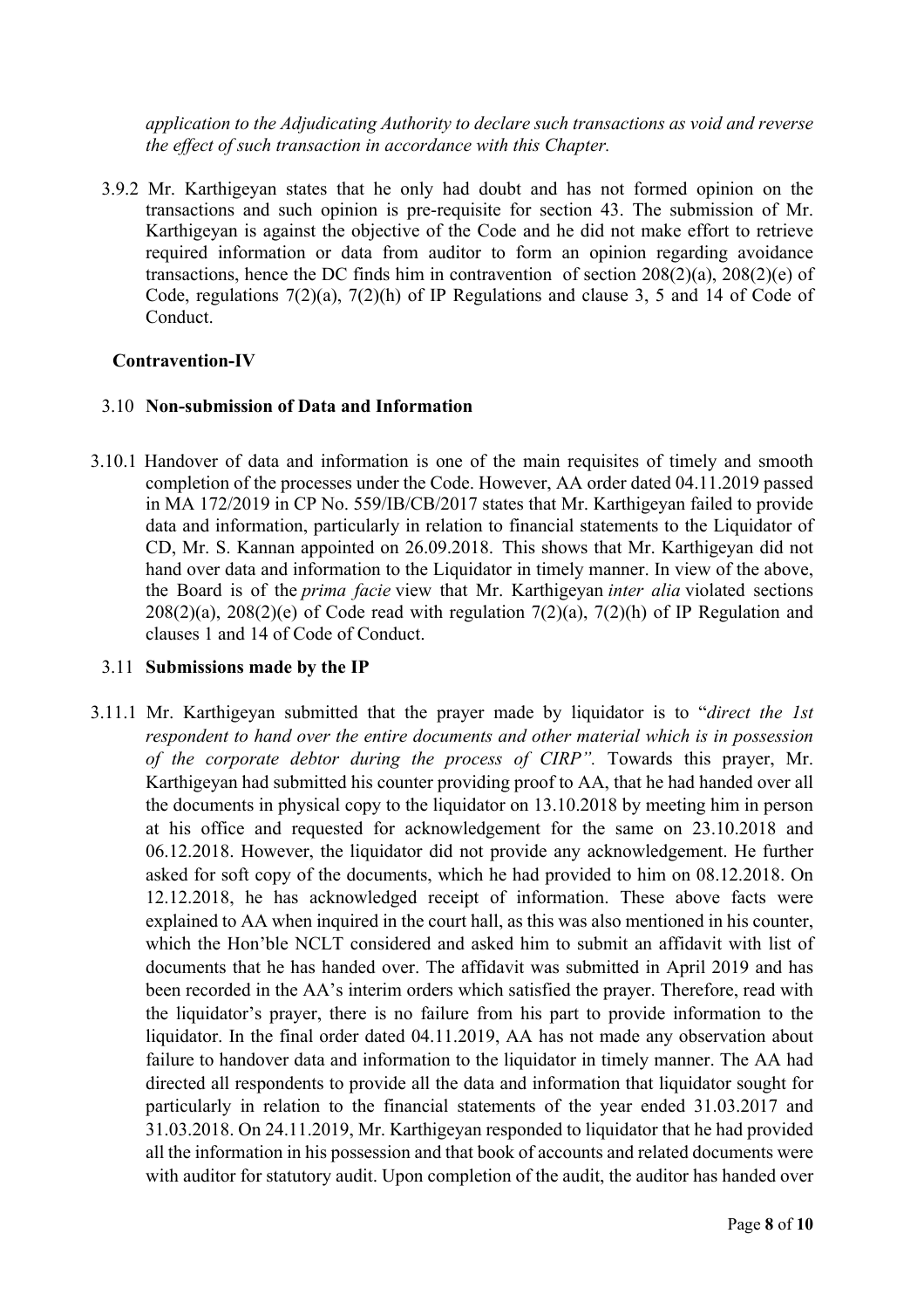*application to the Adjudicating Authority to declare such transactions as void and reverse the effect of such transaction in accordance with this Chapter.*

3.9.2 Mr. Karthigeyan states that he only had doubt and has not formed opinion on the transactions and such opinion is pre-requisite for section 43. The submission of Mr. Karthigeyan is against the objective of the Code and he did not make effort to retrieve required information or data from auditor to form an opinion regarding avoidance transactions, hence the DC finds him in contravention of section 208(2)(a), 208(2)(e) of Code, regulations 7(2)(a), 7(2)(h) of IP Regulations and clause 3, 5 and 14 of Code of Conduct.

**Contravention-IV**

3.10 **Non-submission of Data and Information**

3.10.1 Handover of data and information is one of the main requisites of timely and smooth completion of the processes under the Code. However, AA order dated 04.11.2019 passed in MA 172/2019 in CP No. 559/IB/CB/2017 states that Mr. Karthigeyan failed to provide data and information, particularly in relation to financial statements to the Liquidator of CD, Mr. S. Kannan appointed on 26.09.2018. This shows that Mr. Karthigeyan did not hand over data and information to the Liquidator in timely manner. In view of the above, the Board is of the *prima facie* view that Mr. Karthigeyan *inter alia* violated sections 208(2)(a), 208(2)(e) of Code read with regulation 7(2)(a), 7(2)(h) of IP Regulation and clauses 1 and 14 of Code of Conduct.

3.11 **Submissions made by the IP**

3.11.1 Mr. Karthigeyan submitted that the prayer made by liquidator is to "*direct the 1st respondent to hand over the entire documents and other material which is in possession of the corporate debtor during the process of CIRP".* Towards this prayer, Mr. Karthigeyan had submitted his counter providing proof to AA, that he had handed over all the documents in physical copy to the liquidator on 13.10.2018 by meeting him in person at his office and requested for acknowledgement for the same on 23.10.2018 and 06.12.2018. However, the liquidator did not provide any acknowledgement. He further asked for soft copy of the documents, which he had provided to him on 08.12.2018. On 12.12.2018, he has acknowledged receipt of information. These above facts were explained to AA when inquired in the court hall, as this was also mentioned in his counter, which the Hon'ble NCLT considered and asked him to submit an affidavit with list of documents that he has handed over. The affidavit was submitted in April 2019 and has been recorded in the AA's interim orders which satisfied the prayer. Therefore, read with the liquidator's prayer, there is no failure from his part to provide information to the liquidator. In the final order dated 04.11.2019, AA has not made any observation about failure to handover data and information to the liquidator in timely manner. The AA had directed all respondents to provide all the data and information that liquidator sought for particularly in relation to the financial statements of the year ended 31.03.2017 and 31.03.2018. On 24.11.2019, Mr. Karthigeyan responded to liquidator that he had provided all the information in his possession and that book of accounts and related documents were with auditor for statutory audit. Upon completion of the audit, the auditor has handed over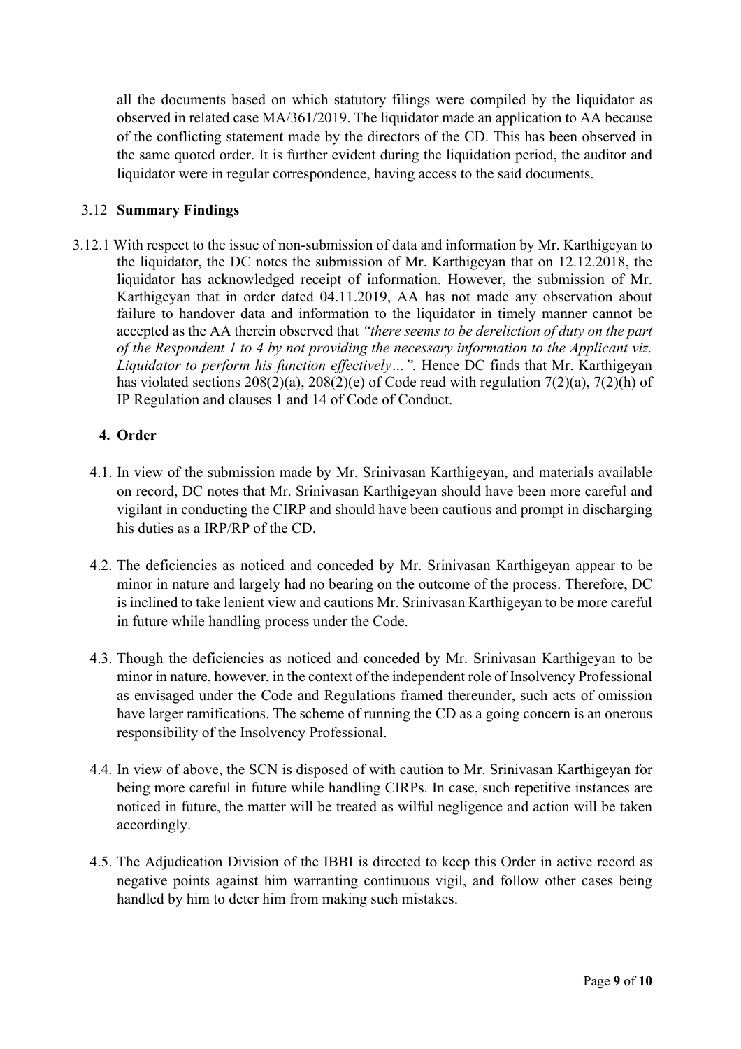all the documents based on which statutory filings were compiled by the liquidator as observed in related case MA/361/2019. The liquidator made an application to AA because of the conflicting statement made by the directors of the CD. This has been observed in the same quoted order. It is further evident during the liquidation period, the auditor and liquidator were in regular correspondence, having access to the said documents.

### 3.12 **Summary Findings**

3.12.1 With respect to the issue of non-submission of data and information by Mr. Karthigeyan to the liquidator, the DC notes the submission of Mr. Karthigeyan that on 12.12.2018, the liquidator has acknowledged receipt of information. However, the submission of Mr. Karthigeyan that in order dated 04.11.2019, AA has not made any observation about failure to handover data and information to the liquidator in timely manner cannot be accepted as the AA therein observed that *"there seems to be dereliction of duty on the part of the Respondent 1 to 4 by not providing the necessary information to the Applicant viz. Liquidator to perform his function effectively…".* Hence DC finds that Mr. Karthigeyan has violated sections 208(2)(a), 208(2)(e) of Code read with regulation 7(2)(a), 7(2)(h) of IP Regulation and clauses 1 and 14 of Code of Conduct.

## 4. Order

4.1. In view of the submission made by Mr. Srinivasan Karthigeyan, and materials available on record, DC notes that Mr. Srinivasan Karthigeyan should have been more careful and vigilant in conducting the CIRP and should have been cautious and prompt in discharging his duties as a IRP/RP of the CD.

4.2. The deficiencies as noticed and conceded by Mr. Srinivasan Karthigeyan appear to be minor in nature and largely had no bearing on the outcome of the process. Therefore, DC is inclined to take lenient view and cautions Mr. Srinivasan Karthigeyan to be more careful in future while handling process under the Code.

4.3. Though the deficiencies as noticed and conceded by Mr. Srinivasan Karthigeyan to be minor in nature, however, in the context of the independent role of Insolvency Professional as envisaged under the Code and Regulations framed thereunder, such acts of omission have larger ramifications. The scheme of running the CD as a going concern is an onerous responsibility of the Insolvency Professional.

4.4. In view of above, the SCN is disposed of with caution to Mr. Srinivasan Karthigeyan for being more careful in future while handling CIRPs. In case, such repetitive instances are noticed in future, the matter will be treated as wilful negligence and action will be taken accordingly.

4.5. The Adjudication Division of the IBBI is directed to keep this Order in active record as negative points against him warranting continuous vigil, and follow other cases being handled by him to deter him from making such mistakes.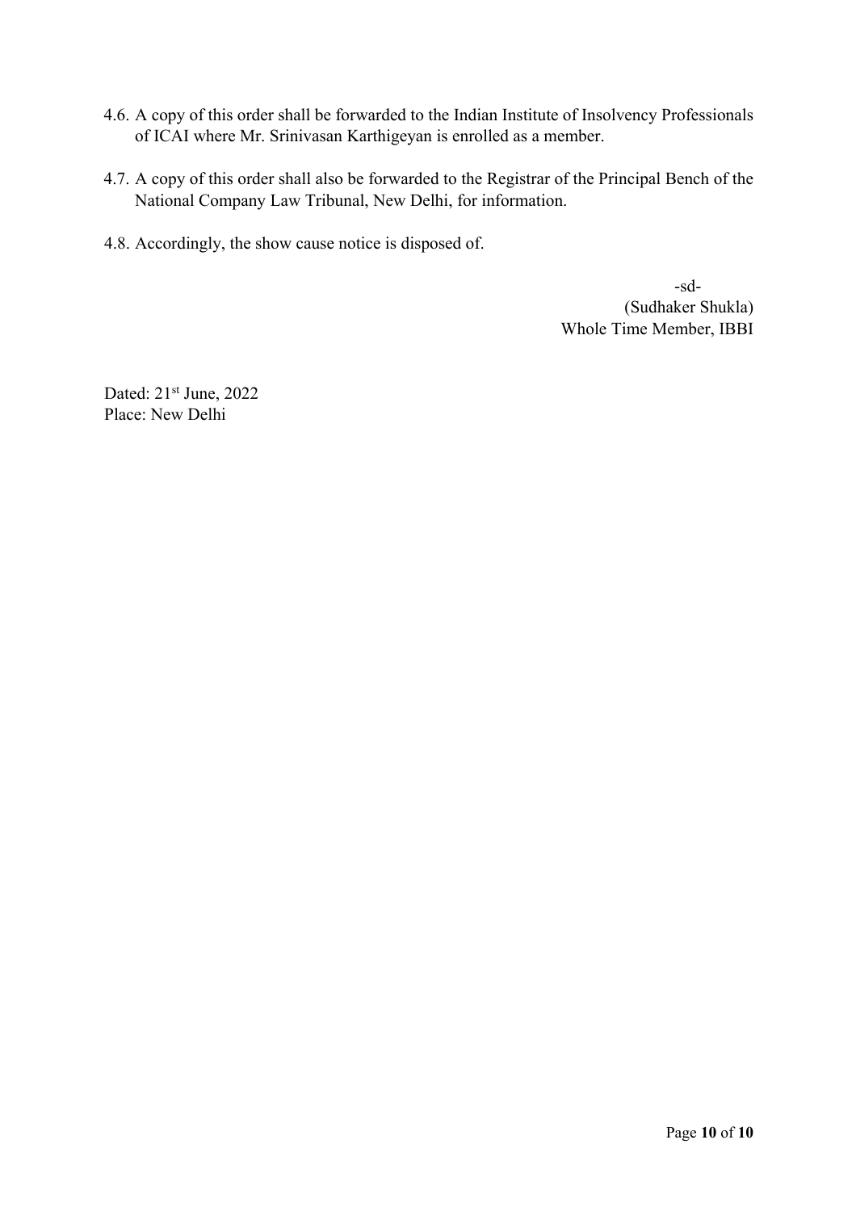4.6. A copy of this order shall be forwarded to the Indian Institute of Insolvency Professionals of ICAI where Mr. Srinivasan Karthigeyan is enrolled as a member.

4.7. A copy of this order shall also be forwarded to the Registrar of the Principal Bench of the National Company Law Tribunal, New Delhi, for information.

4.8. Accordingly, the show cause notice is disposed of.

-sd-
(Sudhaker Shukla)
Whole Time Member, IBBI

Dated: 21st June, 2022
Place: New Delhi